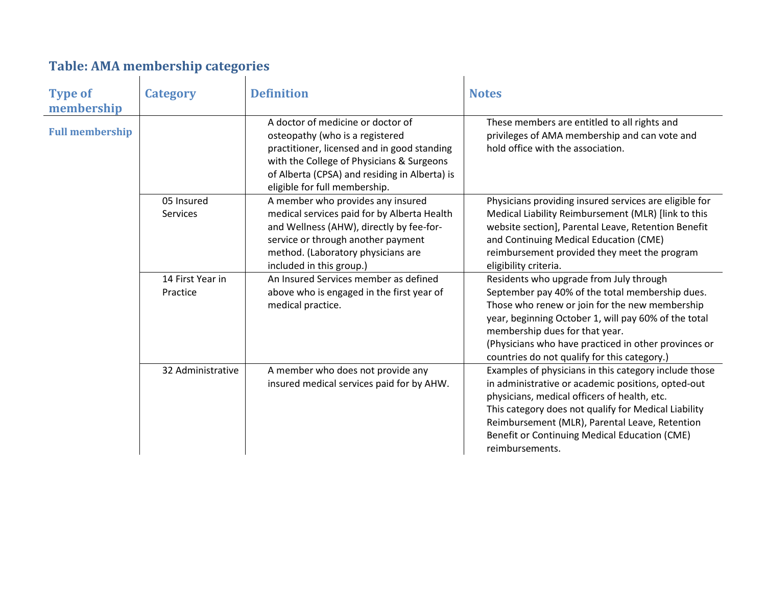## Table: AMA membership categories

| Type of membership | Category | Definition | Notes |
|---|---|---|---|
| **Full membership** | | A doctor of medicine or doctor of osteopathy (who is a registered practitioner, licensed and in good standing with the College of Physicians & Surgeons of Alberta (CPSA) and residing in Alberta) is eligible for full membership. | These members are entitled to all rights and privileges of AMA membership and can vote and hold office with the association. |
| | 05 Insured Services | A member who provides any insured medical services paid for by Alberta Health and Wellness (AHW), directly by fee-for-service or through another payment method. (Laboratory physicians are included in this group.) | Physicians providing insured services are eligible for Medical Liability Reimbursement (MLR) [link to this website section], Parental Leave, Retention Benefit and Continuing Medical Education (CME) reimbursement provided they meet the program eligibility criteria. |
| | 14 First Year in Practice | An Insured Services member as defined above who is engaged in the first year of medical practice. | Residents who upgrade from July through September pay 40% of the total membership dues. Those who renew or join for the new membership year, beginning October 1, will pay 60% of the total membership dues for that year.<br>(Physicians who have practiced in other provinces or countries do not qualify for this category.) |
| | 32 Administrative | A member who does not provide any insured medical services paid for by AHW. | Examples of physicians in this category include those in administrative or academic positions, opted-out physicians, medical officers of health, etc.<br>This category does not qualify for Medical Liability Reimbursement (MLR), Parental Leave, Retention Benefit or Continuing Medical Education (CME) reimbursements. |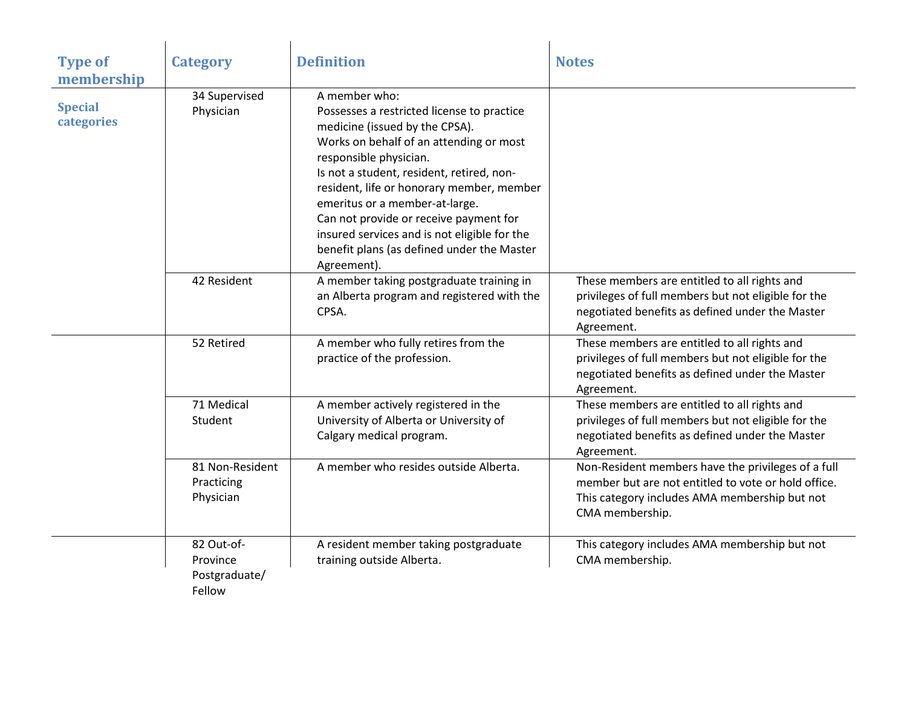| Type of membership | Category | Definition | Notes |
|---|---|---|---|
| Special categories | 34 Supervised Physician | A member who:<br>Possesses a restricted license to practice medicine (issued by the CPSA).<br>Works on behalf of an attending or most responsible physician.<br>Is not a student, resident, retired, non-resident, life or honorary member, member emeritus or a member-at-large.<br>Can not provide or receive payment for insured services and is not eligible for the benefit plans (as defined under the Master Agreement). | |
| | 42 Resident | A member taking postgraduate training in an Alberta program and registered with the CPSA. | These members are entitled to all rights and privileges of full members but not eligible for the negotiated benefits as defined under the Master Agreement. |
| | 52 Retired | A member who fully retires from the practice of the profession. | These members are entitled to all rights and privileges of full members but not eligible for the negotiated benefits as defined under the Master Agreement. |
| | 71 Medical Student | A member actively registered in the University of Alberta or University of Calgary medical program. | These members are entitled to all rights and privileges of full members but not eligible for the negotiated benefits as defined under the Master Agreement. |
| | 81 Non-Resident Practicing Physician | A member who resides outside Alberta. | Non-Resident members have the privileges of a full member but are not entitled to vote or hold office. This category includes AMA membership but not CMA membership. |
| | 82 Out-of-Province Postgraduate/ Fellow | A resident member taking postgraduate training outside Alberta. | This category includes AMA membership but not CMA membership. |